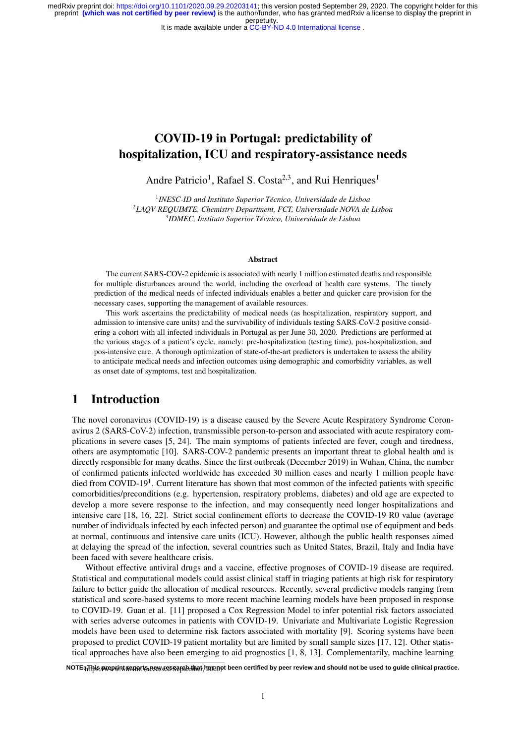# COVID-19 in Portugal: predictability of hospitalization, ICU and respiratory-assistance needs

Andre Patricio[1], Rafael S. Costa[2,3], and Rui Henriques[1]

[1] *INESC-ID and Instituto Superior Técnico, Universidade de Lisboa*
[2] *LAQV-REQUIMTE, Chemistry Department, FCT, Universidade NOVA de Lisboa*
[3] *IDMEC, Instituto Superior Técnico, Universidade de Lisboa*

## Abstract

The current SARS-COV-2 epidemic is associated with nearly 1 million estimated deaths and responsible for multiple disturbances around the world, including the overload of health care systems. The timely prediction of the medical needs of infected individuals enables a better and quicker care provision for the necessary cases, supporting the management of available resources.

This work ascertains the predictability of medical needs (as hospitalization, respiratory support, and admission to intensive care units) and the survivability of individuals testing SARS-CoV-2 positive considering a cohort with all infected individuals in Portugal as per June 30, 2020. Predictions are performed at the various stages of a patient's cycle, namely: pre-hospitalization (testing time), pos-hospitalization, and pos-intensive care. A thorough optimization of state-of-the-art predictors is undertaken to assess the ability to anticipate medical needs and infection outcomes using demographic and comorbidity variables, as well as onset date of symptoms, test and hospitalization.

## 1 Introduction

The novel coronavirus (COVID-19) is a disease caused by the Severe Acute Respiratory Syndrome Coronavirus 2 (SARS-CoV-2) infection, transmissible person-to-person and associated with acute respiratory complications in severe cases [5, 24]. The main symptoms of patients infected are fever, cough and tiredness, others are asymptomatic [10]. SARS-COV-2 pandemic presents an important threat to global health and is directly responsible for many deaths. Since the first outbreak (December 2019) in Wuhan, China, the number of confirmed patients infected worldwide has exceeded 30 million cases and nearly 1 million people have died from COVID-19[1]. Current literature has shown that most common of the infected patients with specific comorbidities/preconditions (e.g. hypertension, respiratory problems, diabetes) and old age are expected to develop a more severe response to the infection, and may consequently need longer hospitalizations and intensive care [18, 16, 22]. Strict social confinement efforts to decrease the COVID-19 R0 value (average number of individuals infected by each infected person) and guarantee the optimal use of equipment and beds at normal, continuous and intensive care units (ICU). However, although the public health responses aimed at delaying the spread of the infection, several countries such as United States, Brazil, Italy and India have been faced with severe healthcare crisis.

Without effective antiviral drugs and a vaccine, effective prognoses of COVID-19 disease are required. Statistical and computational models could assist clinical staff in triaging patients at high risk for respiratory failure to better guide the allocation of medical resources. Recently, several predictive models ranging from statistical and score-based systems to more recent machine learning models have been proposed in response to COVID-19. Guan et al. [11] proposed a Cox Regression Model to infer potential risk factors associated with series adverse outcomes in patients with COVID-19. Univariate and Multivariate Logistic Regression models have been used to determine risk factors associated with mortality [9]. Scoring systems have been proposed to predict COVID-19 patient mortality but are limited by small sample sizes [17, 12]. Other statistical approaches have also been emerging to aid prognostics [1, 8, 13]. Complementarily, machine learning

[1] https://www.who.int (accessed September, 2020)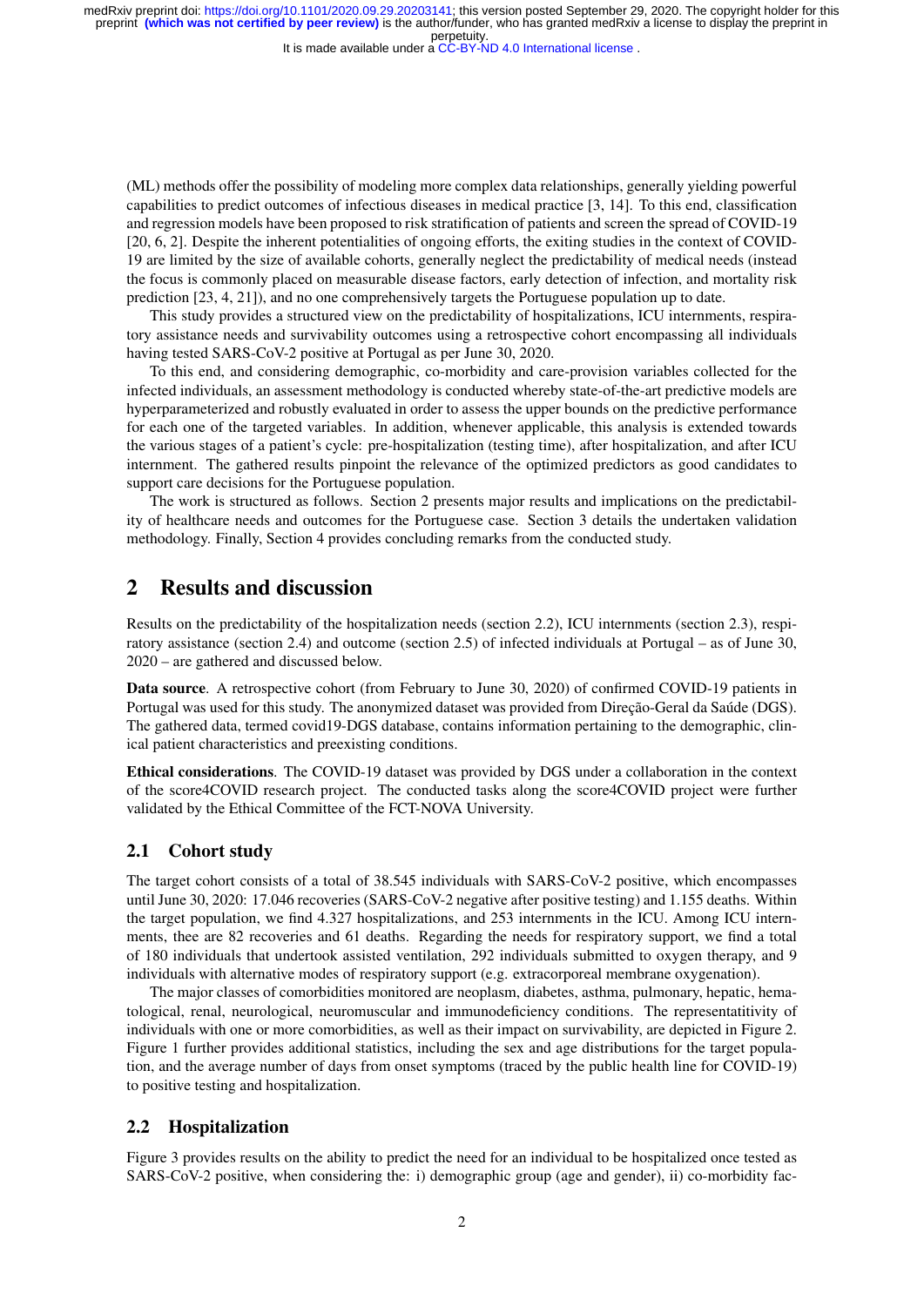(ML) methods offer the possibility of modeling more complex data relationships, generally yielding powerful capabilities to predict outcomes of infectious diseases in medical practice [3, 14]. To this end, classification and regression models have been proposed to risk stratification of patients and screen the spread of COVID-19 [20, 6, 2]. Despite the inherent potentialities of ongoing efforts, the exiting studies in the context of COVID-19 are limited by the size of available cohorts, generally neglect the predictability of medical needs (instead the focus is commonly placed on measurable disease factors, early detection of infection, and mortality risk prediction [23, 4, 21]), and no one comprehensively targets the Portuguese population up to date.

This study provides a structured view on the predictability of hospitalizations, ICU internments, respiratory assistance needs and survivability outcomes using a retrospective cohort encompassing all individuals having tested SARS-CoV-2 positive at Portugal as per June 30, 2020.

To this end, and considering demographic, co-morbidity and care-provision variables collected for the infected individuals, an assessment methodology is conducted whereby state-of-the-art predictive models are hyperparameterized and robustly evaluated in order to assess the upper bounds on the predictive performance for each one of the targeted variables. In addition, whenever applicable, this analysis is extended towards the various stages of a patient's cycle: pre-hospitalization (testing time), after hospitalization, and after ICU internment. The gathered results pinpoint the relevance of the optimized predictors as good candidates to support care decisions for the Portuguese population.

The work is structured as follows. Section 2 presents major results and implications on the predictability of healthcare needs and outcomes for the Portuguese case. Section 3 details the undertaken validation methodology. Finally, Section 4 provides concluding remarks from the conducted study.

# 2 Results and discussion

Results on the predictability of the hospitalization needs (section 2.2), ICU internments (section 2.3), respiratory assistance (section 2.4) and outcome (section 2.5) of infected individuals at Portugal – as of June 30, 2020 – are gathered and discussed below.

**Data source**. A retrospective cohort (from February to June 30, 2020) of confirmed COVID-19 patients in Portugal was used for this study. The anonymized dataset was provided from Direção-Geral da Saúde (DGS). The gathered data, termed covid19-DGS database, contains information pertaining to the demographic, clinical patient characteristics and preexisting conditions.

**Ethical considerations**. The COVID-19 dataset was provided by DGS under a collaboration in the context of the score4COVID research project. The conducted tasks along the score4COVID project were further validated by the Ethical Committee of the FCT-NOVA University.

## 2.1 Cohort study

The target cohort consists of a total of 38.545 individuals with SARS-CoV-2 positive, which encompasses until June 30, 2020: 17.046 recoveries (SARS-CoV-2 negative after positive testing) and 1.155 deaths. Within the target population, we find 4.327 hospitalizations, and 253 internments in the ICU. Among ICU internments, thee are 82 recoveries and 61 deaths. Regarding the needs for respiratory support, we find a total of 180 individuals that undertook assisted ventilation, 292 individuals submitted to oxygen therapy, and 9 individuals with alternative modes of respiratory support (e.g. extracorporeal membrane oxygenation).

The major classes of comorbidities monitored are neoplasm, diabetes, asthma, pulmonary, hepatic, hematological, renal, neurological, neuromuscular and immunodeficiency conditions. The representatitivity of individuals with one or more comorbidities, as well as their impact on survivability, are depicted in Figure 2. Figure 1 further provides additional statistics, including the sex and age distributions for the target population, and the average number of days from onset symptoms (traced by the public health line for COVID-19) to positive testing and hospitalization.

## 2.2 Hospitalization

Figure 3 provides results on the ability to predict the need for an individual to be hospitalized once tested as SARS-CoV-2 positive, when considering the: i) demographic group (age and gender), ii) co-morbidity fac-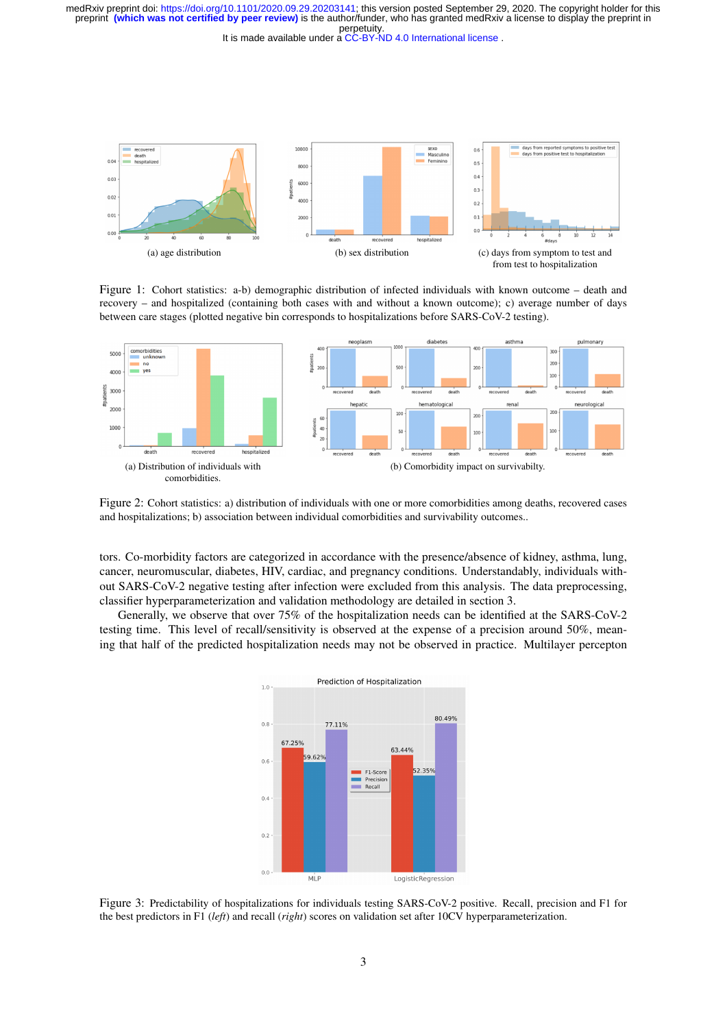(a) age distribution

(b) sex distribution

(c) days from symptom to test and from test to hospitalization

Figure 1: Cohort statistics: a-b) demographic distribution of infected individuals with known outcome – death and recovery – and hospitalized (containing both cases with and without a known outcome); c) average number of days between care stages (plotted negative bin corresponds to hospitalizations before SARS-CoV-2 testing).

(a) Distribution of individuals with comorbidities.

(b) Comorbidity impact on survivabilty.

Figure 2: Cohort statistics: a) distribution of individuals with one or more comorbidities among deaths, recovered cases and hospitalizations; b) association between individual comorbidities and survivability outcomes..

tors. Co-morbidity factors are categorized in accordance with the presence/absence of kidney, asthma, lung, cancer, neuromuscular, diabetes, HIV, cardiac, and pregnancy conditions. Understandably, individuals without SARS-CoV-2 negative testing after infection were excluded from this analysis. The data preprocessing, classifier hyperparameterization and validation methodology are detailed in section 3.

Generally, we observe that over 75% of the hospitalization needs can be identified at the SARS-CoV-2 testing time. This level of recall/sensitivity is observed at the expense of a precision around 50%, meaning that half of the predicted hospitalization needs may not be observed in practice. Multilayer perceptron

Figure 3: Predictability of hospitalizations for individuals testing SARS-CoV-2 positive. Recall, precision and F1 for the best predictors in F1 (*left*) and recall (*right*) scores on validation set after 10CV hyperparameterization.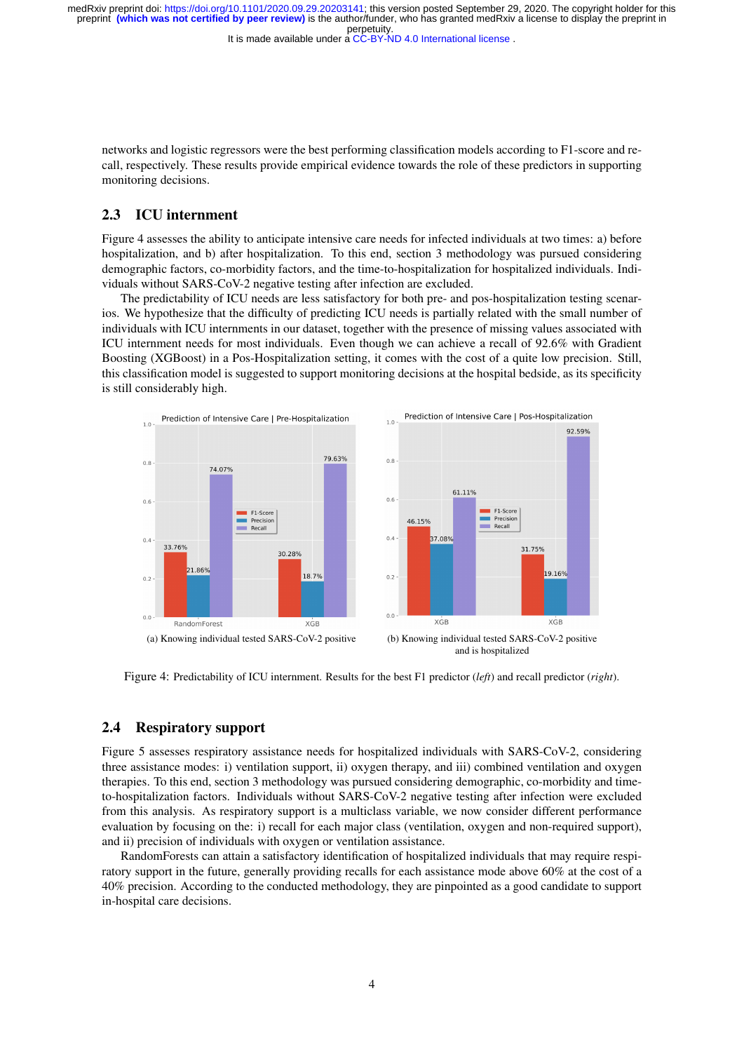networks and logistic regressors were the best performing classification models according to F1-score and recall, respectively. These results provide empirical evidence towards the role of these predictors in supporting monitoring decisions.

## 2.3 ICU internment

Figure 4 assesses the ability to anticipate intensive care needs for infected individuals at two times: a) before hospitalization, and b) after hospitalization. To this end, section 3 methodology was pursued considering demographic factors, co-morbidity factors, and the time-to-hospitalization for hospitalized individuals. Individuals without SARS-CoV-2 negative testing after infection are excluded.

The predictability of ICU needs are less satisfactory for both pre- and pos-hospitalization testing scenarios. We hypothesize that the difficulty of predicting ICU needs is partially related with the small number of individuals with ICU internments in our dataset, together with the presence of missing values associated with ICU internment needs for most individuals. Even though we can achieve a recall of 92.6% with Gradient Boosting (XGBoost) in a Pos-Hospitalization setting, it comes with the cost of a quite low precision. Still, this classification model is suggested to support monitoring decisions at the hospital bedside, as its specificity is still considerably high.

(a) Knowing individual tested SARS-CoV-2 positive

(b) Knowing individual tested SARS-CoV-2 positive and is hospitalized

Figure 4: Predictability of ICU internment. Results for the best F1 predictor (*left*) and recall predictor (*right*).

## 2.4 Respiratory support

Figure 5 assesses respiratory assistance needs for hospitalized individuals with SARS-CoV-2, considering three assistance modes: i) ventilation support, ii) oxygen therapy, and iii) combined ventilation and oxygen therapies. To this end, section 3 methodology was pursued considering demographic, co-morbidity and time-to-hospitalization factors. Individuals without SARS-CoV-2 negative testing after infection were excluded from this analysis. As respiratory support is a multiclass variable, we now consider different performance evaluation by focusing on the: i) recall for each major class (ventilation, oxygen and non-required support), and ii) precision of individuals with oxygen or ventilation assistance.

RandomForests can attain a satisfactory identification of hospitalized individuals that may require respiratory support in the future, generally providing recalls for each assistance mode above 60% at the cost of a 40% precision. According to the conducted methodology, they are pinpointed as a good candidate to support in-hospital care decisions.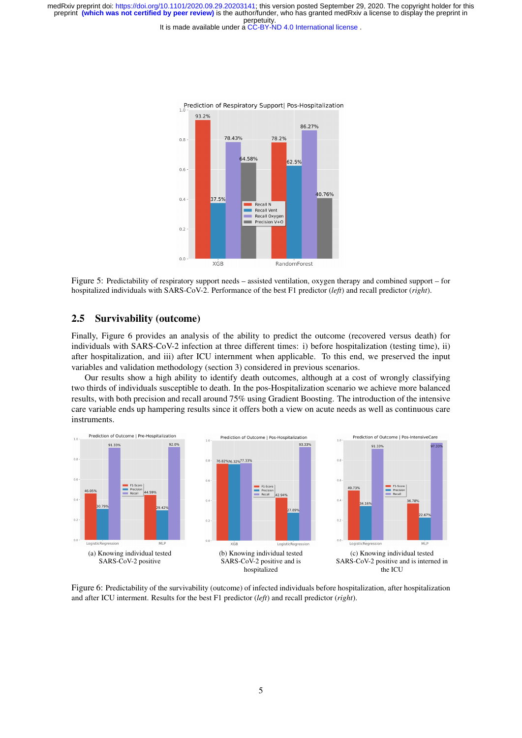Figure 5: Predictability of respiratory support needs – assisted ventilation, oxygen therapy and combined support – for hospitalized individuals with SARS-CoV-2. Performance of the best F1 predictor (*left*) and recall predictor (*right*).

## 2.5 Survivability (outcome)

Finally, Figure 6 provides an analysis of the ability to predict the outcome (recovered versus death) for individuals with SARS-CoV-2 infection at three different times: i) before hospitalization (testing time), ii) after hospitalization, and iii) after ICU internment when applicable. To this end, we preserved the input variables and validation methodology (section 3) considered in previous scenarios.

Our results show a high ability to identify death outcomes, although at a cost of wrongly classifying two thirds of individuals susceptible to death. In the pos-Hospitalization scenario we achieve more balanced results, with both precision and recall around 75% using Gradient Boosting. The introduction of the intensive care variable ends up hampering results since it offers both a view on acute needs as well as continuous care instruments.

(a) Knowing individual tested SARS-CoV-2 positive

(b) Knowing individual tested SARS-CoV-2 positive and is hospitalized

(c) Knowing individual tested SARS-CoV-2 positive and is interned in the ICU

Figure 6: Predictability of the survivability (outcome) of infected individuals before hospitalization, after hospitalization and after ICU interment. Results for the best F1 predictor (*left*) and recall predictor (*right*).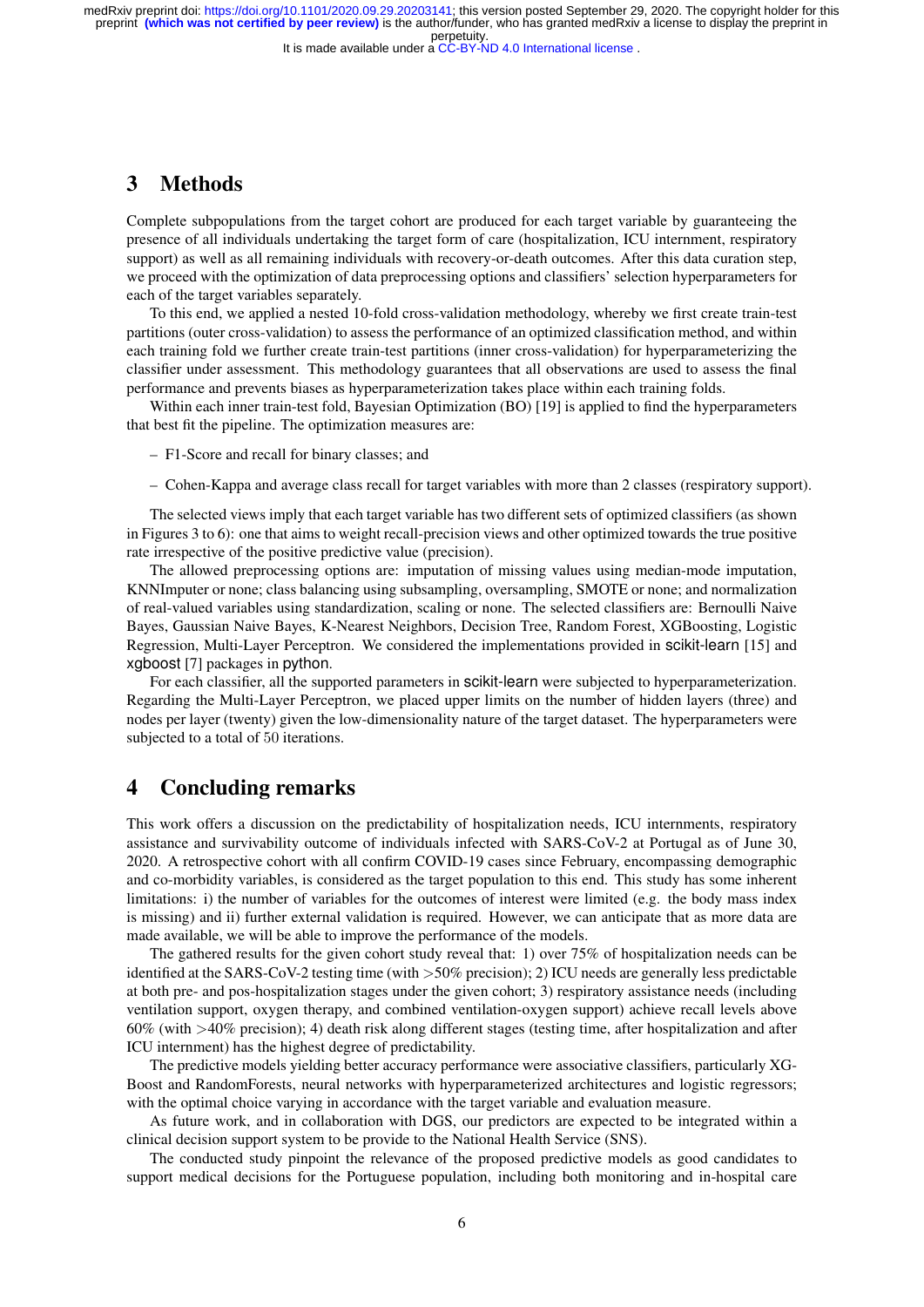## 3 Methods

Complete subpopulations from the target cohort are produced for each target variable by guaranteeing the presence of all individuals undertaking the target form of care (hospitalization, ICU internment, respiratory support) as well as all remaining individuals with recovery-or-death outcomes. After this data curation step, we proceed with the optimization of data preprocessing options and classifiers' selection hyperparameters for each of the target variables separately.

To this end, we applied a nested 10-fold cross-validation methodology, whereby we first create train-test partitions (outer cross-validation) to assess the performance of an optimized classification method, and within each training fold we further create train-test partitions (inner cross-validation) for hyperparameterizing the classifier under assessment. This methodology guarantees that all observations are used to assess the final performance and prevents biases as hyperparameterization takes place within each training folds.

Within each inner train-test fold, Bayesian Optimization (BO) [19] is applied to find the hyperparameters that best fit the pipeline. The optimization measures are:

– F1-Score and recall for binary classes; and

– Cohen-Kappa and average class recall for target variables with more than 2 classes (respiratory support).

The selected views imply that each target variable has two different sets of optimized classifiers (as shown in Figures 3 to 6): one that aims to weight recall-precision views and other optimized towards the true positive rate irrespective of the positive predictive value (precision).

The allowed preprocessing options are: imputation of missing values using median-mode imputation, KNNImputer or none; class balancing using subsampling, oversampling, SMOTE or none; and normalization of real-valued variables using standardization, scaling or none. The selected classifiers are: Bernoulli Naive Bayes, Gaussian Naive Bayes, K-Nearest Neighbors, Decision Tree, Random Forest, XGBoosting, Logistic Regression, Multi-Layer Perceptron. We considered the implementations provided in scikit-learn [15] and xgboost [7] packages in python.

For each classifier, all the supported parameters in scikit-learn were subjected to hyperparameterization. Regarding the Multi-Layer Perceptron, we placed upper limits on the number of hidden layers (three) and nodes per layer (twenty) given the low-dimensionality nature of the target dataset. The hyperparameters were subjected to a total of 50 iterations.

## 4 Concluding remarks

This work offers a discussion on the predictability of hospitalization needs, ICU internments, respiratory assistance and survivability outcome of individuals infected with SARS-CoV-2 at Portugal as of June 30, 2020. A retrospective cohort with all confirm COVID-19 cases since February, encompassing demographic and co-morbidity variables, is considered as the target population to this end. This study has some inherent limitations: i) the number of variables for the outcomes of interest were limited (e.g. the body mass index is missing) and ii) further external validation is required. However, we can anticipate that as more data are made available, we will be able to improve the performance of the models.

The gathered results for the given cohort study reveal that: 1) over 75% of hospitalization needs can be identified at the SARS-CoV-2 testing time (with >50% precision); 2) ICU needs are generally less predictable at both pre- and pos-hospitalization stages under the given cohort; 3) respiratory assistance needs (including ventilation support, oxygen therapy, and combined ventilation-oxygen support) achieve recall levels above 60% (with >40% precision); 4) death risk along different stages (testing time, after hospitalization and after ICU internment) has the highest degree of predictability.

The predictive models yielding better accuracy performance were associative classifiers, particularly XGBoost and RandomForests, neural networks with hyperparameterized architectures and logistic regressors; with the optimal choice varying in accordance with the target variable and evaluation measure.

As future work, and in collaboration with DGS, our predictors are expected to be integrated within a clinical decision support system to be provide to the National Health Service (SNS).

The conducted study pinpoint the relevance of the proposed predictive models as good candidates to support medical decisions for the Portuguese population, including both monitoring and in-hospital care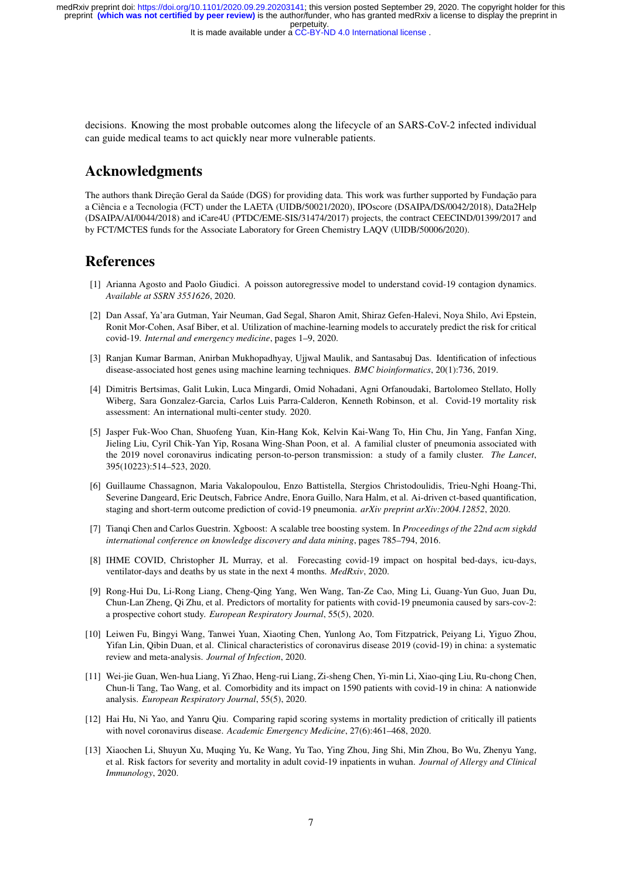decisions. Knowing the most probable outcomes along the lifecycle of an SARS-CoV-2 infected individual can guide medical teams to act quickly near more vulnerable patients.

## Acknowledgments

The authors thank Direção Geral da Saúde (DGS) for providing data. This work was further supported by Fundação para a Ciência e a Tecnologia (FCT) under the LAETA (UIDB/50021/2020), IPOscore (DSAIPA/DS/0042/2018), Data2Help (DSAIPA/AI/0044/2018) and iCare4U (PTDC/EME-SIS/31474/2017) projects, the contract CEECIND/01399/2017 and by FCT/MCTES funds for the Associate Laboratory for Green Chemistry LAQV (UIDB/50006/2020).

## References

[1] Arianna Agosto and Paolo Giudici. A poisson autoregressive model to understand covid-19 contagion dynamics. *Available at SSRN 3551626*, 2020.

[2] Dan Assaf, Ya'ara Gutman, Yair Neuman, Gad Segal, Sharon Amit, Shiraz Gefen-Halevi, Noya Shilo, Avi Epstein, Ronit Mor-Cohen, Asaf Biber, et al. Utilization of machine-learning models to accurately predict the risk for critical covid-19. *Internal and emergency medicine*, pages 1–9, 2020.

[3] Ranjan Kumar Barman, Anirban Mukhopadhyay, Ujjwal Maulik, and Santasabuj Das. Identification of infectious disease-associated host genes using machine learning techniques. *BMC bioinformatics*, 20(1):736, 2019.

[4] Dimitris Bertsimas, Galit Lukin, Luca Mingardi, Omid Nohadani, Agni Orfanoudaki, Bartolomeo Stellato, Holly Wiberg, Sara Gonzalez-Garcia, Carlos Luis Parra-Calderon, Kenneth Robinson, et al. Covid-19 mortality risk assessment: An international multi-center study. 2020.

[5] Jasper Fuk-Woo Chan, Shuofeng Yuan, Kin-Hang Kok, Kelvin Kai-Wang To, Hin Chu, Jin Yang, Fanfan Xing, Jieling Liu, Cyril Chik-Yan Yip, Rosana Wing-Shan Poon, et al. A familial cluster of pneumonia associated with the 2019 novel coronavirus indicating person-to-person transmission: a study of a family cluster. *The Lancet*, 395(10223):514–523, 2020.

[6] Guillaume Chassagnon, Maria Vakalopoulou, Enzo Battistella, Stergios Christodoulidis, Trieu-Nghi Hoang-Thi, Severine Dangeard, Eric Deutsch, Fabrice Andre, Enora Guillo, Nara Halm, et al. Ai-driven ct-based quantification, staging and short-term outcome prediction of covid-19 pneumonia. *arXiv preprint arXiv:2004.12852*, 2020.

[7] Tianqi Chen and Carlos Guestrin. Xgboost: A scalable tree boosting system. In *Proceedings of the 22nd acm sigkdd international conference on knowledge discovery and data mining*, pages 785–794, 2016.

[8] IHME COVID, Christopher JL Murray, et al. Forecasting covid-19 impact on hospital bed-days, icu-days, ventilator-days and deaths by us state in the next 4 months. *MedRxiv*, 2020.

[9] Rong-Hui Du, Li-Rong Liang, Cheng-Qing Yang, Wen Wang, Tan-Ze Cao, Ming Li, Guang-Yun Guo, Juan Du, Chun-Lan Zheng, Qi Zhu, et al. Predictors of mortality for patients with covid-19 pneumonia caused by sars-cov-2: a prospective cohort study. *European Respiratory Journal*, 55(5), 2020.

[10] Leiwen Fu, Bingyi Wang, Tanwei Yuan, Xiaoting Chen, Yunlong Ao, Tom Fitzpatrick, Peiyang Li, Yiguo Zhou, Yifan Lin, Qibin Duan, et al. Clinical characteristics of coronavirus disease 2019 (covid-19) in china: a systematic review and meta-analysis. *Journal of Infection*, 2020.

[11] Wei-jie Guan, Wen-hua Liang, Yi Zhao, Heng-rui Liang, Zi-sheng Chen, Yi-min Li, Xiao-qing Liu, Ru-chong Chen, Chun-li Tang, Tao Wang, et al. Comorbidity and its impact on 1590 patients with covid-19 in china: A nationwide analysis. *European Respiratory Journal*, 55(5), 2020.

[12] Hai Hu, Ni Yao, and Yanru Qiu. Comparing rapid scoring systems in mortality prediction of critically ill patients with novel coronavirus disease. *Academic Emergency Medicine*, 27(6):461–468, 2020.

[13] Xiaochen Li, Shuyun Xu, Muqing Yu, Ke Wang, Yu Tao, Ying Zhou, Jing Shi, Min Zhou, Bo Wu, Zhenyu Yang, et al. Risk factors for severity and mortality in adult covid-19 inpatients in wuhan. *Journal of Allergy and Clinical Immunology*, 2020.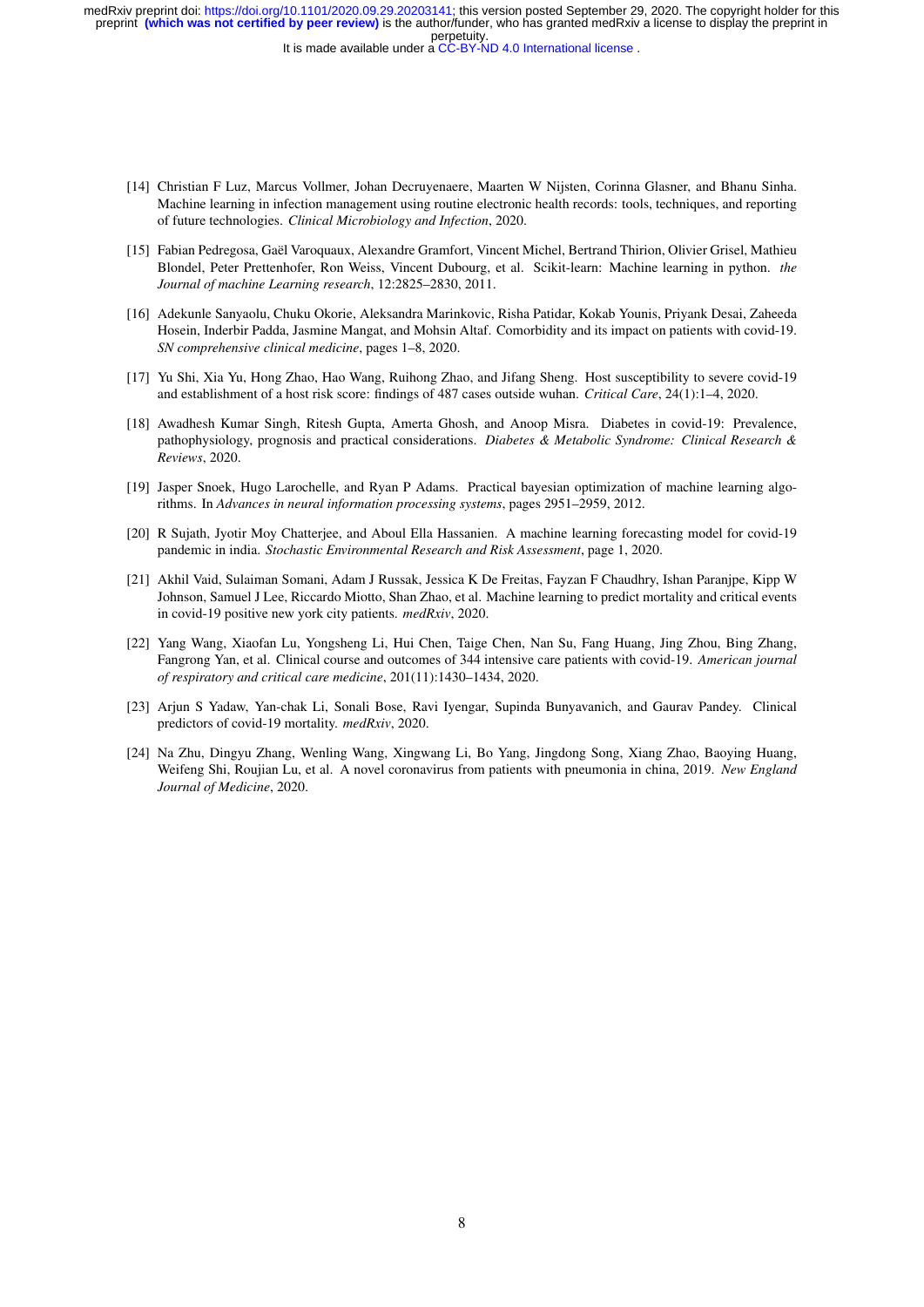[14] Christian F Luz, Marcus Vollmer, Johan Decruyenaere, Maarten W Nijsten, Corinna Glasner, and Bhanu Sinha. Machine learning in infection management using routine electronic health records: tools, techniques, and reporting of future technologies. *Clinical Microbiology and Infection*, 2020.

[15] Fabian Pedregosa, Gaël Varoquaux, Alexandre Gramfort, Vincent Michel, Bertrand Thirion, Olivier Grisel, Mathieu Blondel, Peter Prettenhofer, Ron Weiss, Vincent Dubourg, et al. Scikit-learn: Machine learning in python. *the Journal of machine Learning research*, 12:2825–2830, 2011.

[16] Adekunle Sanyaolu, Chuku Okorie, Aleksandra Marinkovic, Risha Patidar, Kokab Younis, Priyank Desai, Zaheeda Hosein, Inderbir Padda, Jasmine Mangat, and Mohsin Altaf. Comorbidity and its impact on patients with covid-19. *SN comprehensive clinical medicine*, pages 1–8, 2020.

[17] Yu Shi, Xia Yu, Hong Zhao, Hao Wang, Ruihong Zhao, and Jifang Sheng. Host susceptibility to severe covid-19 and establishment of a host risk score: findings of 487 cases outside wuhan. *Critical Care*, 24(1):1–4, 2020.

[18] Awadhesh Kumar Singh, Ritesh Gupta, Amerta Ghosh, and Anoop Misra. Diabetes in covid-19: Prevalence, pathophysiology, prognosis and practical considerations. *Diabetes & Metabolic Syndrome: Clinical Research & Reviews*, 2020.

[19] Jasper Snoek, Hugo Larochelle, and Ryan P Adams. Practical bayesian optimization of machine learning algorithms. In *Advances in neural information processing systems*, pages 2951–2959, 2012.

[20] R Sujath, Jyotir Moy Chatterjee, and Aboul Ella Hassanien. A machine learning forecasting model for covid-19 pandemic in india. *Stochastic Environmental Research and Risk Assessment*, page 1, 2020.

[21] Akhil Vaid, Sulaiman Somani, Adam J Russak, Jessica K De Freitas, Fayzan F Chaudhry, Ishan Paranjpe, Kipp W Johnson, Samuel J Lee, Riccardo Miotto, Shan Zhao, et al. Machine learning to predict mortality and critical events in covid-19 positive new york city patients. *medRxiv*, 2020.

[22] Yang Wang, Xiaofan Lu, Yongsheng Li, Hui Chen, Taige Chen, Nan Su, Fang Huang, Jing Zhou, Bing Zhang, Fangrong Yan, et al. Clinical course and outcomes of 344 intensive care patients with covid-19. *American journal of respiratory and critical care medicine*, 201(11):1430–1434, 2020.

[23] Arjun S Yadaw, Yan-chak Li, Sonali Bose, Ravi Iyengar, Supinda Bunyavanich, and Gaurav Pandey. Clinical predictors of covid-19 mortality. *medRxiv*, 2020.

[24] Na Zhu, Dingyu Zhang, Wenling Wang, Xingwang Li, Bo Yang, Jingdong Song, Xiang Zhao, Baoying Huang, Weifeng Shi, Roujian Lu, et al. A novel coronavirus from patients with pneumonia in china, 2019. *New England Journal of Medicine*, 2020.